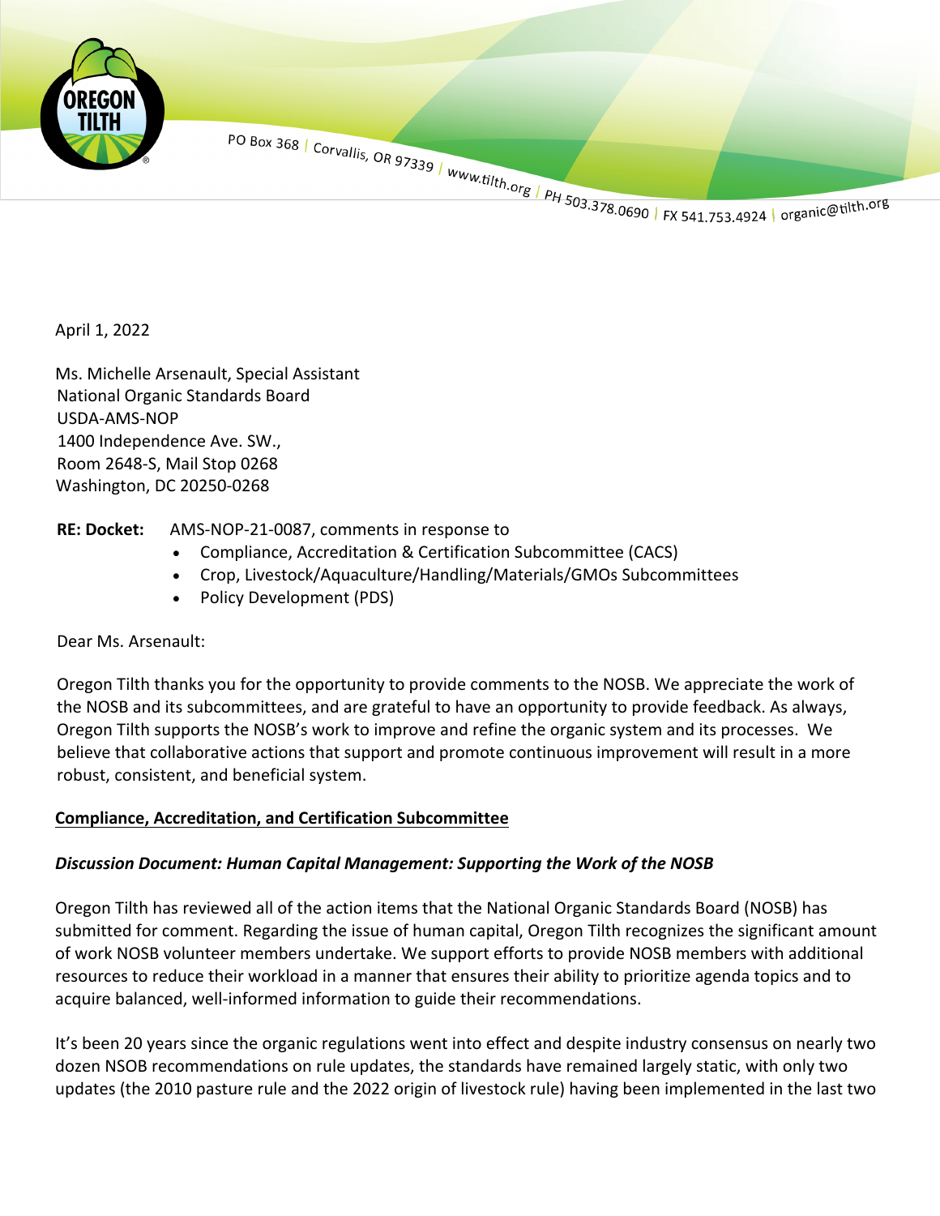PO Box 368 | Corvallis, OR 97339 | www.tilth.org | PH 503.378.0690 | FX 541.753.4924 | organic@tilth.org

April 1, 2022

Ms. Michelle Arsenault, Special Assistant
National Organic Standards Board
USDA-AMS-NOP
1400 Independence Ave. SW.,
Room 2648-S, Mail Stop 0268
Washington, DC 20250-0268

**RE: Docket:** AMS-NOP-21-0087, comments in response to

- Compliance, Accreditation & Certification Subcommittee (CACS)
- Crop, Livestock/Aquaculture/Handling/Materials/GMOs Subcommittees
- Policy Development (PDS)

Dear Ms. Arsenault:

Oregon Tilth thanks you for the opportunity to provide comments to the NOSB. We appreciate the work of the NOSB and its subcommittees, and are grateful to have an opportunity to provide feedback. As always, Oregon Tilth supports the NOSB's work to improve and refine the organic system and its processes. We believe that collaborative actions that support and promote continuous improvement will result in a more robust, consistent, and beneficial system.

## Compliance, Accreditation, and Certification Subcommittee

### *Discussion Document: Human Capital Management: Supporting the Work of the NOSB*

Oregon Tilth has reviewed all of the action items that the National Organic Standards Board (NOSB) has submitted for comment. Regarding the issue of human capital, Oregon Tilth recognizes the significant amount of work NOSB volunteer members undertake. We support efforts to provide NOSB members with additional resources to reduce their workload in a manner that ensures their ability to prioritize agenda topics and to acquire balanced, well-informed information to guide their recommendations.

It's been 20 years since the organic regulations went into effect and despite industry consensus on nearly two dozen NSOB recommendations on rule updates, the standards have remained largely static, with only two updates (the 2010 pasture rule and the 2022 origin of livestock rule) having been implemented in the last two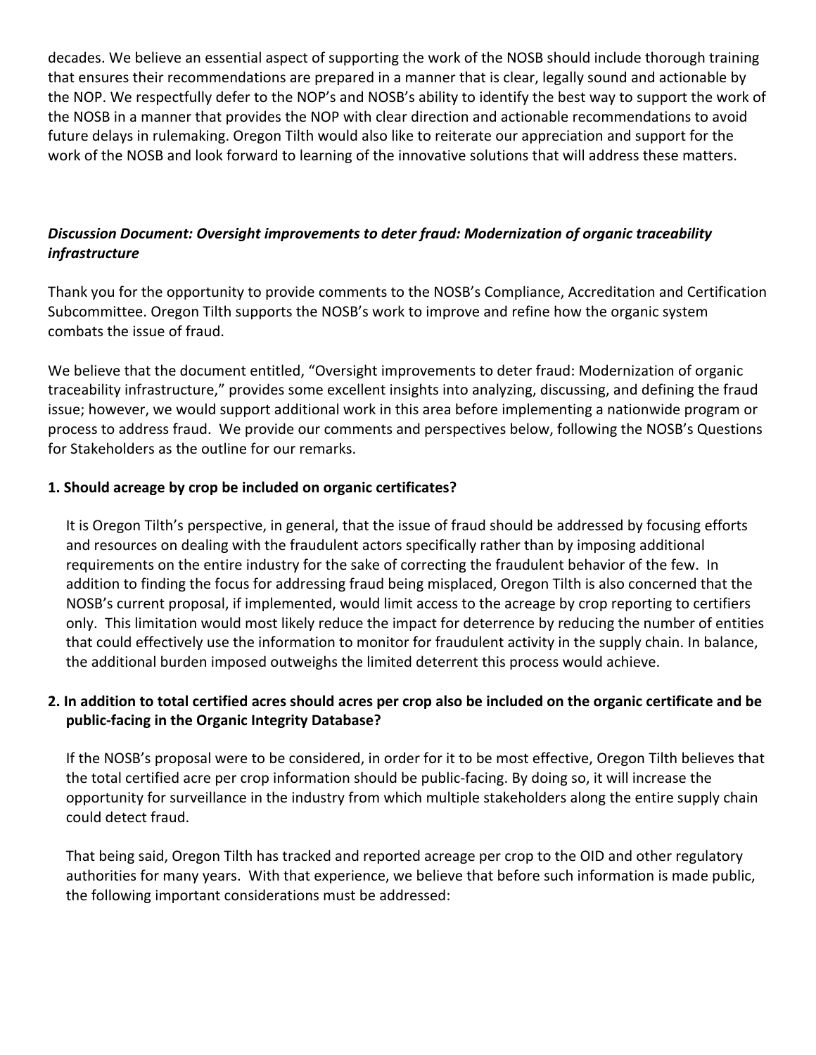decades. We believe an essential aspect of supporting the work of the NOSB should include thorough training that ensures their recommendations are prepared in a manner that is clear, legally sound and actionable by the NOP. We respectfully defer to the NOP's and NOSB's ability to identify the best way to support the work of the NOSB in a manner that provides the NOP with clear direction and actionable recommendations to avoid future delays in rulemaking. Oregon Tilth would also like to reiterate our appreciation and support for the work of the NOSB and look forward to learning of the innovative solutions that will address these matters.

***Discussion Document: Oversight improvements to deter fraud: Modernization of organic traceability infrastructure***

Thank you for the opportunity to provide comments to the NOSB's Compliance, Accreditation and Certification Subcommittee. Oregon Tilth supports the NOSB's work to improve and refine how the organic system combats the issue of fraud.

We believe that the document entitled, "Oversight improvements to deter fraud: Modernization of organic traceability infrastructure," provides some excellent insights into analyzing, discussing, and defining the fraud issue; however, we would support additional work in this area before implementing a nationwide program or process to address fraud. We provide our comments and perspectives below, following the NOSB's Questions for Stakeholders as the outline for our remarks.

**1. Should acreage by crop be included on organic certificates?**

It is Oregon Tilth's perspective, in general, that the issue of fraud should be addressed by focusing efforts and resources on dealing with the fraudulent actors specifically rather than by imposing additional requirements on the entire industry for the sake of correcting the fraudulent behavior of the few. In addition to finding the focus for addressing fraud being misplaced, Oregon Tilth is also concerned that the NOSB's current proposal, if implemented, would limit access to the acreage by crop reporting to certifiers only. This limitation would most likely reduce the impact for deterrence by reducing the number of entities that could effectively use the information to monitor for fraudulent activity in the supply chain. In balance, the additional burden imposed outweighs the limited deterrent this process would achieve.

**2. In addition to total certified acres should acres per crop also be included on the organic certificate and be public-facing in the Organic Integrity Database?**

If the NOSB's proposal were to be considered, in order for it to be most effective, Oregon Tilth believes that the total certified acre per crop information should be public-facing. By doing so, it will increase the opportunity for surveillance in the industry from which multiple stakeholders along the entire supply chain could detect fraud.

That being said, Oregon Tilth has tracked and reported acreage per crop to the OID and other regulatory authorities for many years. With that experience, we believe that before such information is made public, the following important considerations must be addressed: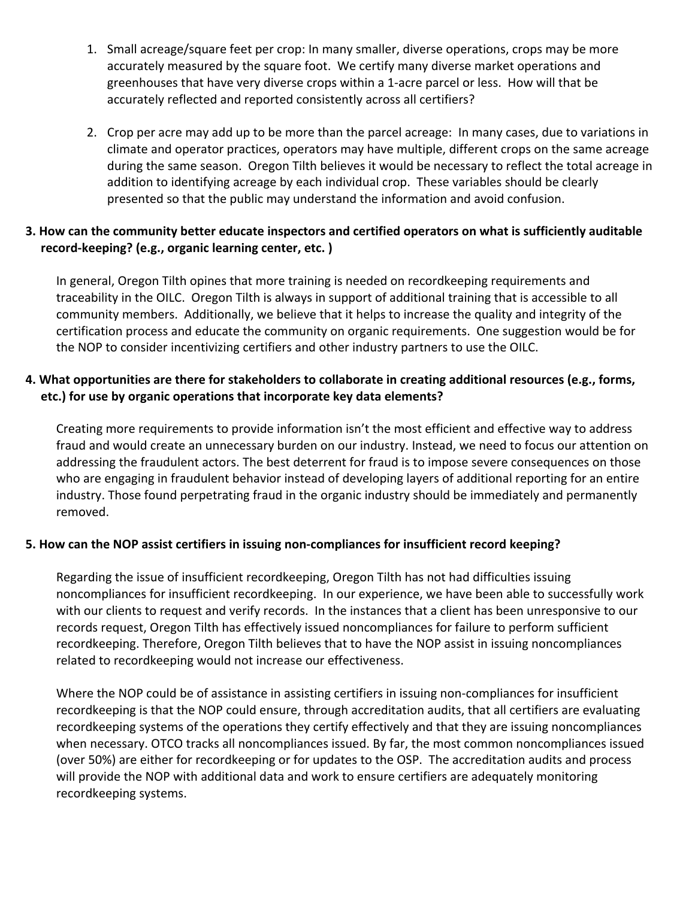1. Small acreage/square feet per crop: In many smaller, diverse operations, crops may be more accurately measured by the square foot. We certify many diverse market operations and greenhouses that have very diverse crops within a 1-acre parcel or less. How will that be accurately reflected and reported consistently across all certifiers?

2. Crop per acre may add up to be more than the parcel acreage: In many cases, due to variations in climate and operator practices, operators may have multiple, different crops on the same acreage during the same season. Oregon Tilth believes it would be necessary to reflect the total acreage in addition to identifying acreage by each individual crop. These variables should be clearly presented so that the public may understand the information and avoid confusion.

**3. How can the community better educate inspectors and certified operators on what is sufficiently auditable record-keeping? (e.g., organic learning center, etc. )**

In general, Oregon Tilth opines that more training is needed on recordkeeping requirements and traceability in the OILC. Oregon Tilth is always in support of additional training that is accessible to all community members. Additionally, we believe that it helps to increase the quality and integrity of the certification process and educate the community on organic requirements. One suggestion would be for the NOP to consider incentivizing certifiers and other industry partners to use the OILC.

**4. What opportunities are there for stakeholders to collaborate in creating additional resources (e.g., forms, etc.) for use by organic operations that incorporate key data elements?**

Creating more requirements to provide information isn't the most efficient and effective way to address fraud and would create an unnecessary burden on our industry. Instead, we need to focus our attention on addressing the fraudulent actors. The best deterrent for fraud is to impose severe consequences on those who are engaging in fraudulent behavior instead of developing layers of additional reporting for an entire industry. Those found perpetrating fraud in the organic industry should be immediately and permanently removed.

**5. How can the NOP assist certifiers in issuing non-compliances for insufficient record keeping?**

Regarding the issue of insufficient recordkeeping, Oregon Tilth has not had difficulties issuing noncompliances for insufficient recordkeeping. In our experience, we have been able to successfully work with our clients to request and verify records. In the instances that a client has been unresponsive to our records request, Oregon Tilth has effectively issued noncompliances for failure to perform sufficient recordkeeping. Therefore, Oregon Tilth believes that to have the NOP assist in issuing noncompliances related to recordkeeping would not increase our effectiveness.

Where the NOP could be of assistance in assisting certifiers in issuing non-compliances for insufficient recordkeeping is that the NOP could ensure, through accreditation audits, that all certifiers are evaluating recordkeeping systems of the operations they certify effectively and that they are issuing noncompliances when necessary. OTCO tracks all noncompliances issued. By far, the most common noncompliances issued (over 50%) are either for recordkeeping or for updates to the OSP. The accreditation audits and process will provide the NOP with additional data and work to ensure certifiers are adequately monitoring recordkeeping systems.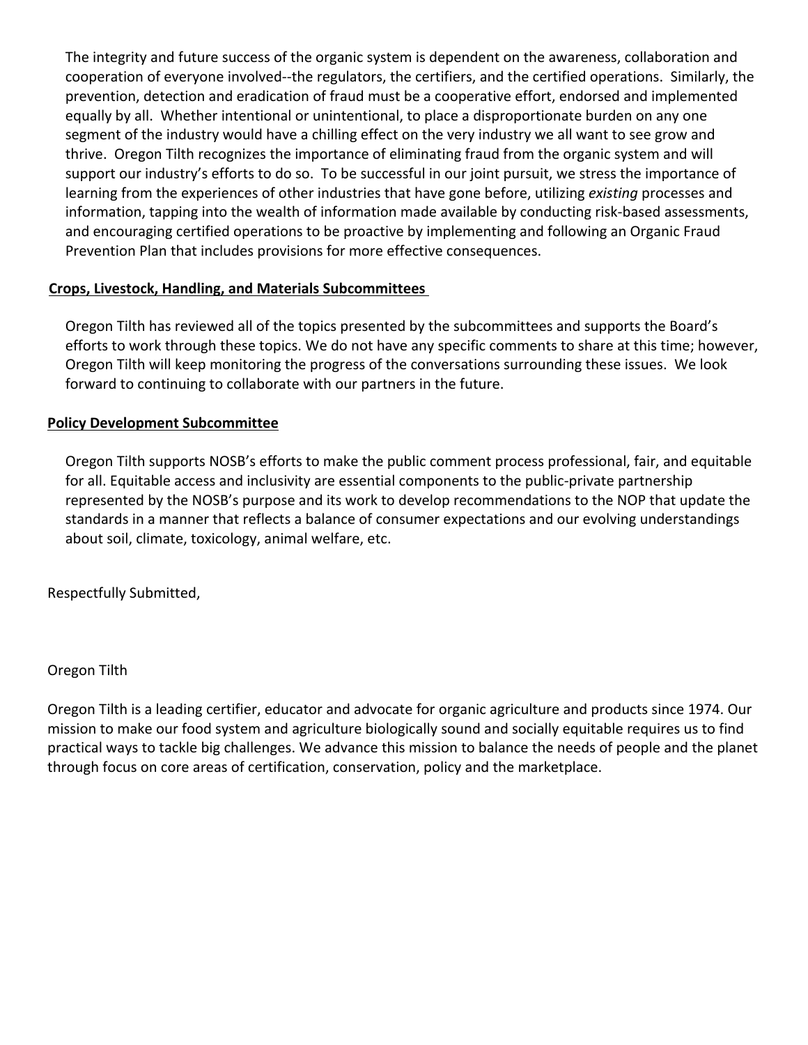The integrity and future success of the organic system is dependent on the awareness, collaboration and cooperation of everyone involved--the regulators, the certifiers, and the certified operations. Similarly, the prevention, detection and eradication of fraud must be a cooperative effort, endorsed and implemented equally by all. Whether intentional or unintentional, to place a disproportionate burden on any one segment of the industry would have a chilling effect on the very industry we all want to see grow and thrive. Oregon Tilth recognizes the importance of eliminating fraud from the organic system and will support our industry's efforts to do so. To be successful in our joint pursuit, we stress the importance of learning from the experiences of other industries that have gone before, utilizing *existing* processes and information, tapping into the wealth of information made available by conducting risk-based assessments, and encouraging certified operations to be proactive by implementing and following an Organic Fraud Prevention Plan that includes provisions for more effective consequences.

**Crops, Livestock, Handling, and Materials Subcommittees**

Oregon Tilth has reviewed all of the topics presented by the subcommittees and supports the Board's efforts to work through these topics. We do not have any specific comments to share at this time; however, Oregon Tilth will keep monitoring the progress of the conversations surrounding these issues. We look forward to continuing to collaborate with our partners in the future.

**Policy Development Subcommittee**

Oregon Tilth supports NOSB's efforts to make the public comment process professional, fair, and equitable for all. Equitable access and inclusivity are essential components to the public-private partnership represented by the NOSB's purpose and its work to develop recommendations to the NOP that update the standards in a manner that reflects a balance of consumer expectations and our evolving understandings about soil, climate, toxicology, animal welfare, etc.

Respectfully Submitted,

Oregon Tilth

Oregon Tilth is a leading certifier, educator and advocate for organic agriculture and products since 1974. Our mission to make our food system and agriculture biologically sound and socially equitable requires us to find practical ways to tackle big challenges. We advance this mission to balance the needs of people and the planet through focus on core areas of certification, conservation, policy and the marketplace.